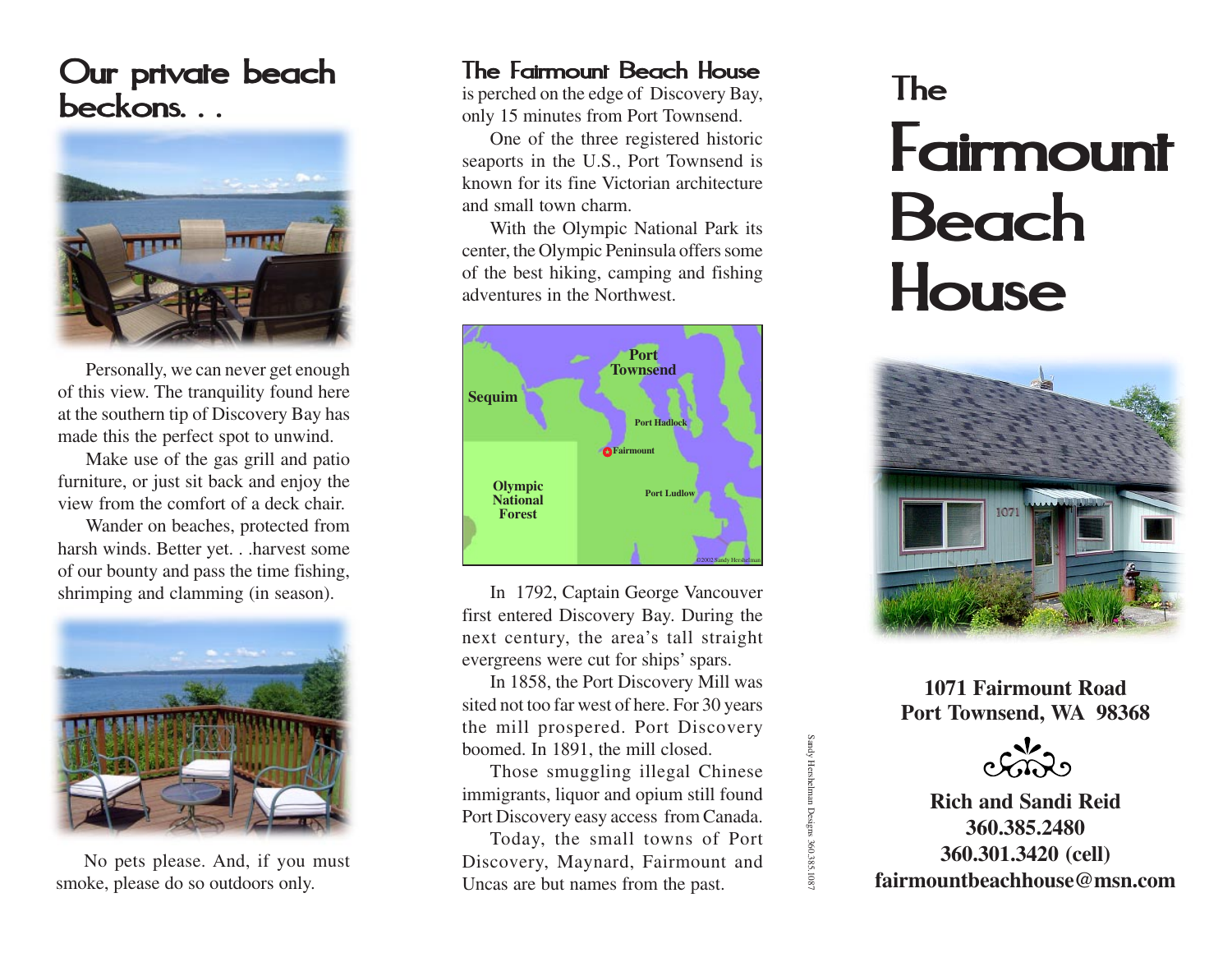# Our private beach beckons. . .

Personally, we can never get enough of this view. The tranquility found here at the southern tip of Discovery Bay has made this the perfect spot to unwind.

Make use of the gas grill and patio furniture, or just sit back and enjoy the view from the comfort of a deck chair.

Wander on beaches, protected from harsh winds. Better yet. . .harvest some of our bounty and pass the time fishing, shrimping and clamming (in season).

No pets please. And, if you must smoke, please do so outdoors only.

## The Fairmount Beach House

is perched on the edge of Discovery Bay, only 15 minutes from Port Townsend.

One of the three registered historic seaports in the U.S., Port Townsend is known for its fine Victorian architecture and small town charm.

With the Olympic National Park its center, the Olympic Peninsula offers some of the best hiking, camping and fishing adventures in the Northwest.

Port Townsend
Sequim
Port Hadlock
Fairmount
Olympic National Forest
Port Ludlow
©2002 Sandy Hershelman

In 1792, Captain George Vancouver first entered Discovery Bay. During the next century, the area's tall straight evergreens were cut for ships' spars.

In 1858, the Port Discovery Mill was sited not too far west of here. For 30 years the mill prospered. Port Discovery boomed. In 1891, the mill closed.

Those smuggling illegal Chinese immigrants, liquor and opium still found Port Discovery easy access from Canada.

Today, the small towns of Port Discovery, Maynard, Fairmount and Uncas are but names from the past.

Sandy Hershelman Designs 360.385.1087

# The Fairmount Beach House

**1071 Fairmount Road**
**Port Townsend, WA 98368**

**Rich and Sandi Reid**
**360.385.2480**
**360.301.3420 (cell)**
**fairmountbeachhouse@msn.com**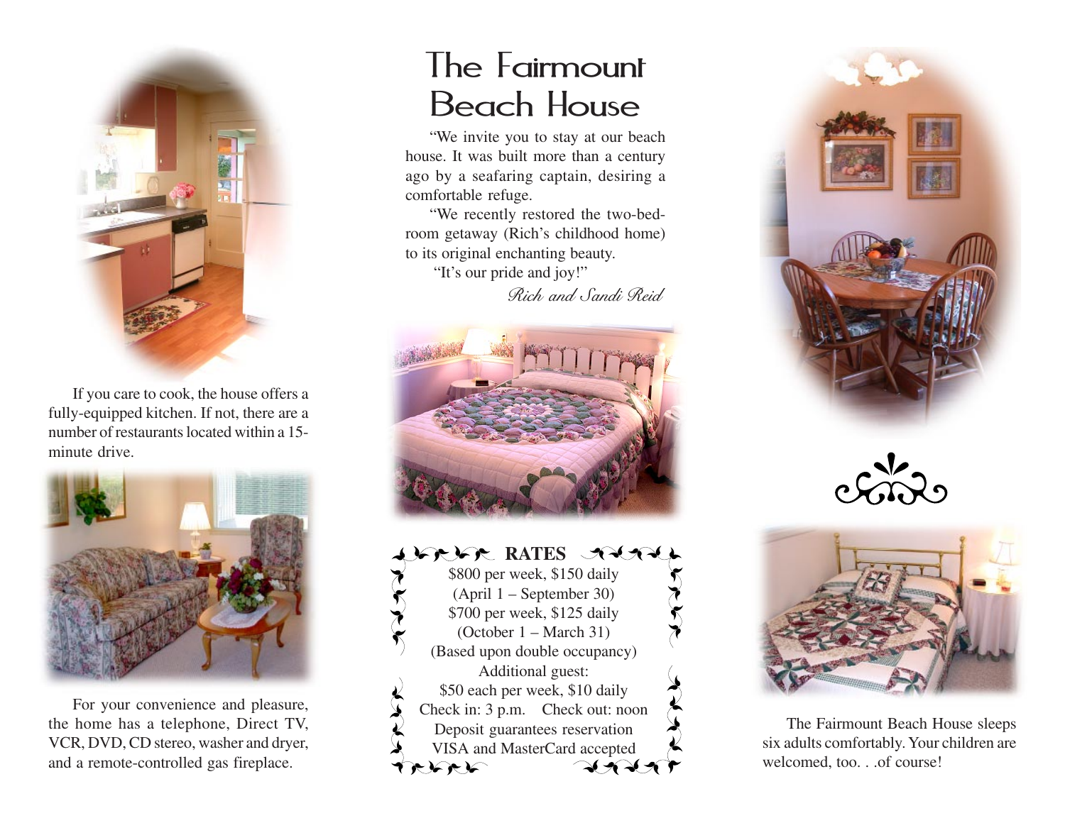# The Fairmount Beach House

"We invite you to stay at our beach house. It was built more than a century ago by a seafaring captain, desiring a comfortable refuge.

"We recently restored the two-bedroom getaway (Rich's childhood home) to its original enchanting beauty.

"It's our pride and joy!"

*Rich and Sandi Reid*

If you care to cook, the house offers a fully-equipped kitchen. If not, there are a number of restaurants located within a 15-minute drive.

For your convenience and pleasure, the home has a telephone, Direct TV, VCR, DVD, CD stereo, washer and dryer, and a remote-controlled gas fireplace.

**RATES**

$800 per week, $150 daily
(April 1 – September 30)
$700 per week, $125 daily
(October 1 – March 31)
(Based upon double occupancy)
Additional guest:
$50 each per week, $10 daily
Check in: 3 p.m.    Check out: noon
Deposit guarantees reservation
VISA and MasterCard accepted

The Fairmount Beach House sleeps six adults comfortably. Your children are welcomed, too. . .of course!